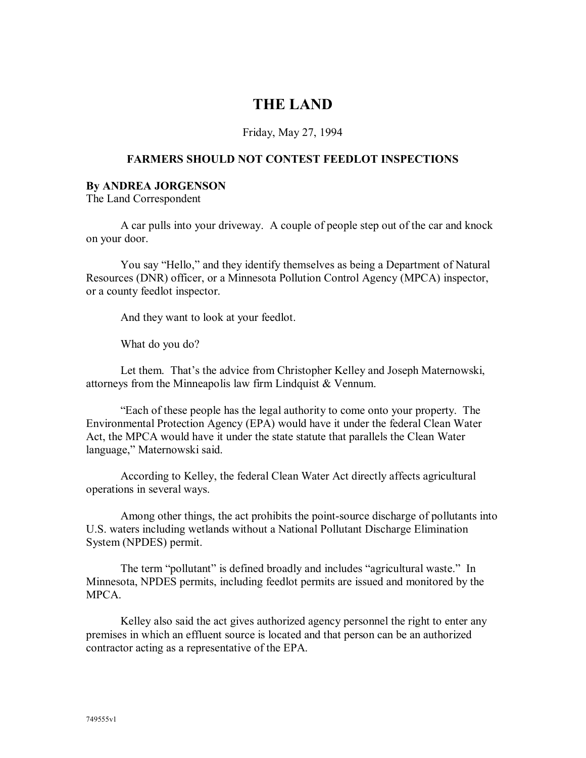# THE LAND

Friday, May 27, 1994

### FARMERS SHOULD NOT CONTEST FEEDLOT INSPECTIONS

**By ANDREA JORGENSON**
The Land Correspondent

A car pulls into your driveway. A couple of people step out of the car and knock on your door.

You say "Hello," and they identify themselves as being a Department of Natural Resources (DNR) officer, or a Minnesota Pollution Control Agency (MPCA) inspector, or a county feedlot inspector.

And they want to look at your feedlot.

What do you do?

Let them. That's the advice from Christopher Kelley and Joseph Maternowski, attorneys from the Minneapolis law firm Lindquist & Vennum.

"Each of these people has the legal authority to come onto your property. The Environmental Protection Agency (EPA) would have it under the federal Clean Water Act, the MPCA would have it under the state statute that parallels the Clean Water language," Maternowski said.

According to Kelley, the federal Clean Water Act directly affects agricultural operations in several ways.

Among other things, the act prohibits the point-source discharge of pollutants into U.S. waters including wetlands without a National Pollutant Discharge Elimination System (NPDES) permit.

The term "pollutant" is defined broadly and includes "agricultural waste." In Minnesota, NPDES permits, including feedlot permits are issued and monitored by the MPCA.

Kelley also said the act gives authorized agency personnel the right to enter any premises in which an effluent source is located and that person can be an authorized contractor acting as a representative of the EPA.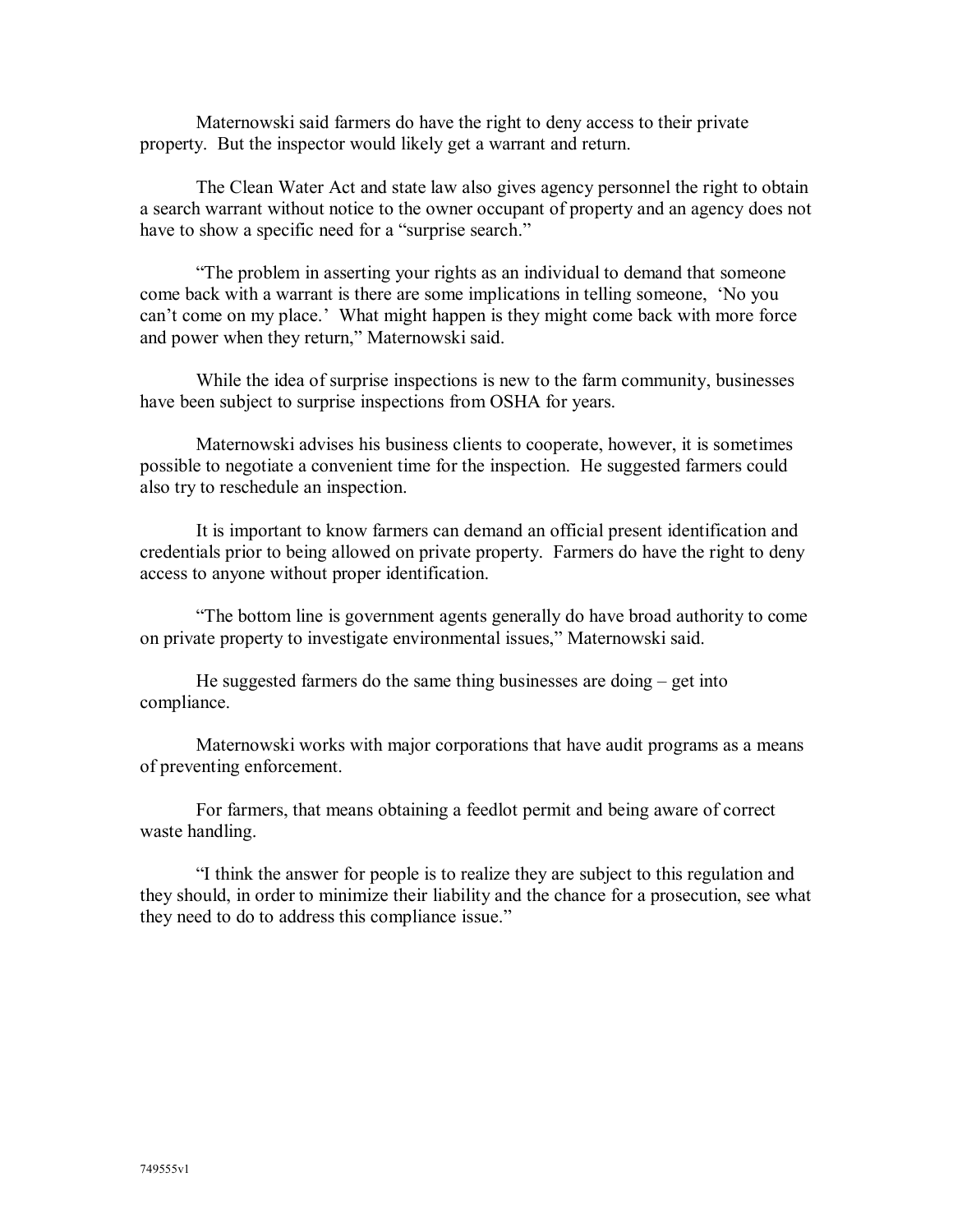Maternowski said farmers do have the right to deny access to their private property. But the inspector would likely get a warrant and return.

The Clean Water Act and state law also gives agency personnel the right to obtain a search warrant without notice to the owner occupant of property and an agency does not have to show a specific need for a "surprise search."

"The problem in asserting your rights as an individual to demand that someone come back with a warrant is there are some implications in telling someone, 'No you can't come on my place.' What might happen is they might come back with more force and power when they return," Maternowski said.

While the idea of surprise inspections is new to the farm community, businesses have been subject to surprise inspections from OSHA for years.

Maternowski advises his business clients to cooperate, however, it is sometimes possible to negotiate a convenient time for the inspection. He suggested farmers could also try to reschedule an inspection.

It is important to know farmers can demand an official present identification and credentials prior to being allowed on private property. Farmers do have the right to deny access to anyone without proper identification.

"The bottom line is government agents generally do have broad authority to come on private property to investigate environmental issues," Maternowski said.

He suggested farmers do the same thing businesses are doing – get into compliance.

Maternowski works with major corporations that have audit programs as a means of preventing enforcement.

For farmers, that means obtaining a feedlot permit and being aware of correct waste handling.

"I think the answer for people is to realize they are subject to this regulation and they should, in order to minimize their liability and the chance for a prosecution, see what they need to do to address this compliance issue."

749555v1